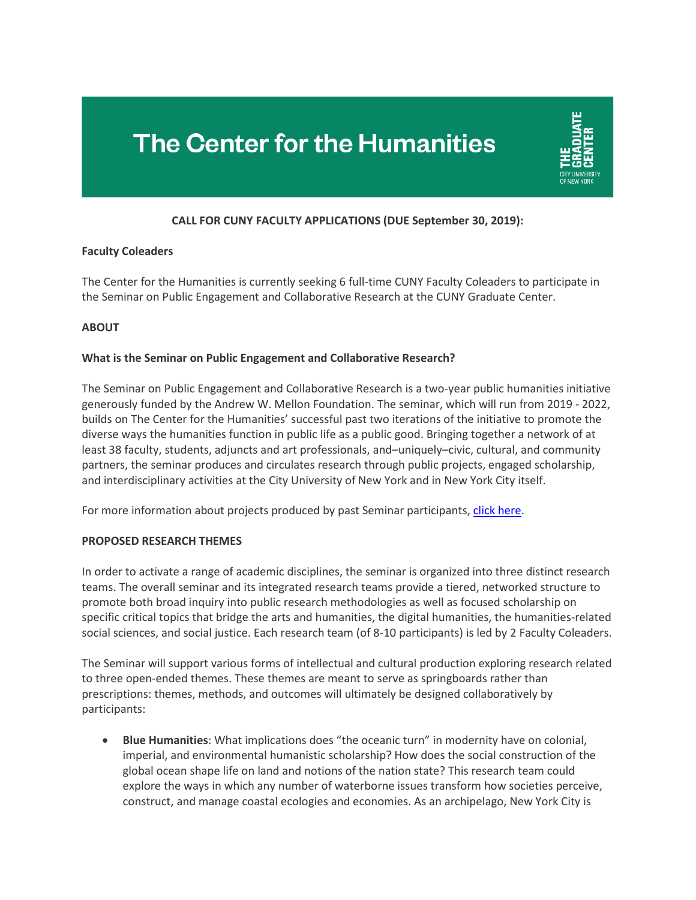# The Center for the Humanities

**CALL FOR CUNY FACULTY APPLICATIONS (DUE September 30, 2019):**

**Faculty Coleaders**

The Center for the Humanities is currently seeking 6 full-time CUNY Faculty Coleaders to participate in the Seminar on Public Engagement and Collaborative Research at the CUNY Graduate Center.

**ABOUT**

**What is the Seminar on Public Engagement and Collaborative Research?**

The Seminar on Public Engagement and Collaborative Research is a two-year public humanities initiative generously funded by the Andrew W. Mellon Foundation. The seminar, which will run from 2019 - 2022, builds on The Center for the Humanities' successful past two iterations of the initiative to promote the diverse ways the humanities function in public life as a public good. Bringing together a network of at least 38 faculty, students, adjuncts and art professionals, and–uniquely–civic, cultural, and community partners, the seminar produces and circulates research through public projects, engaged scholarship, and interdisciplinary activities at the City University of New York and in New York City itself.

For more information about projects produced by past Seminar participants, click here.

**PROPOSED RESEARCH THEMES**

In order to activate a range of academic disciplines, the seminar is organized into three distinct research teams. The overall seminar and its integrated research teams provide a tiered, networked structure to promote both broad inquiry into public research methodologies as well as focused scholarship on specific critical topics that bridge the arts and humanities, the digital humanities, the humanities-related social sciences, and social justice. Each research team (of 8-10 participants) is led by 2 Faculty Coleaders.

The Seminar will support various forms of intellectual and cultural production exploring research related to three open-ended themes. These themes are meant to serve as springboards rather than prescriptions: themes, methods, and outcomes will ultimately be designed collaboratively by participants:

- **Blue Humanities**: What implications does "the oceanic turn" in modernity have on colonial, imperial, and environmental humanistic scholarship? How does the social construction of the global ocean shape life on land and notions of the nation state? This research team could explore the ways in which any number of waterborne issues transform how societies perceive, construct, and manage coastal ecologies and economies. As an archipelago, New York City is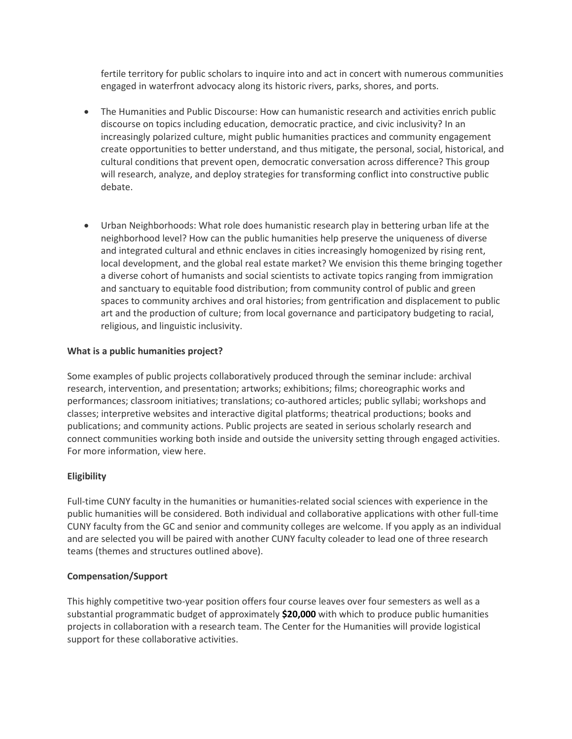fertile territory for public scholars to inquire into and act in concert with numerous communities engaged in waterfront advocacy along its historic rivers, parks, shores, and ports.

- The Humanities and Public Discourse: How can humanistic research and activities enrich public discourse on topics including education, democratic practice, and civic inclusivity? In an increasingly polarized culture, might public humanities practices and community engagement create opportunities to better understand, and thus mitigate, the personal, social, historical, and cultural conditions that prevent open, democratic conversation across difference? This group will research, analyze, and deploy strategies for transforming conflict into constructive public debate.

- Urban Neighborhoods: What role does humanistic research play in bettering urban life at the neighborhood level? How can the public humanities help preserve the uniqueness of diverse and integrated cultural and ethnic enclaves in cities increasingly homogenized by rising rent, local development, and the global real estate market? We envision this theme bringing together a diverse cohort of humanists and social scientists to activate topics ranging from immigration and sanctuary to equitable food distribution; from community control of public and green spaces to community archives and oral histories; from gentrification and displacement to public art and the production of culture; from local governance and participatory budgeting to racial, religious, and linguistic inclusivity.

**What is a public humanities project?**

Some examples of public projects collaboratively produced through the seminar include: archival research, intervention, and presentation; artworks; exhibitions; films; choreographic works and performances; classroom initiatives; translations; co-authored articles; public syllabi; workshops and classes; interpretive websites and interactive digital platforms; theatrical productions; books and publications; and community actions. Public projects are seated in serious scholarly research and connect communities working both inside and outside the university setting through engaged activities. For more information, view here.

**Eligibility**

Full-time CUNY faculty in the humanities or humanities-related social sciences with experience in the public humanities will be considered. Both individual and collaborative applications with other full-time CUNY faculty from the GC and senior and community colleges are welcome. If you apply as an individual and are selected you will be paired with another CUNY faculty coleader to lead one of three research teams (themes and structures outlined above).

**Compensation/Support**

This highly competitive two-year position offers four course leaves over four semesters as well as a substantial programmatic budget of approximately **$20,000** with which to produce public humanities projects in collaboration with a research team. The Center for the Humanities will provide logistical support for these collaborative activities.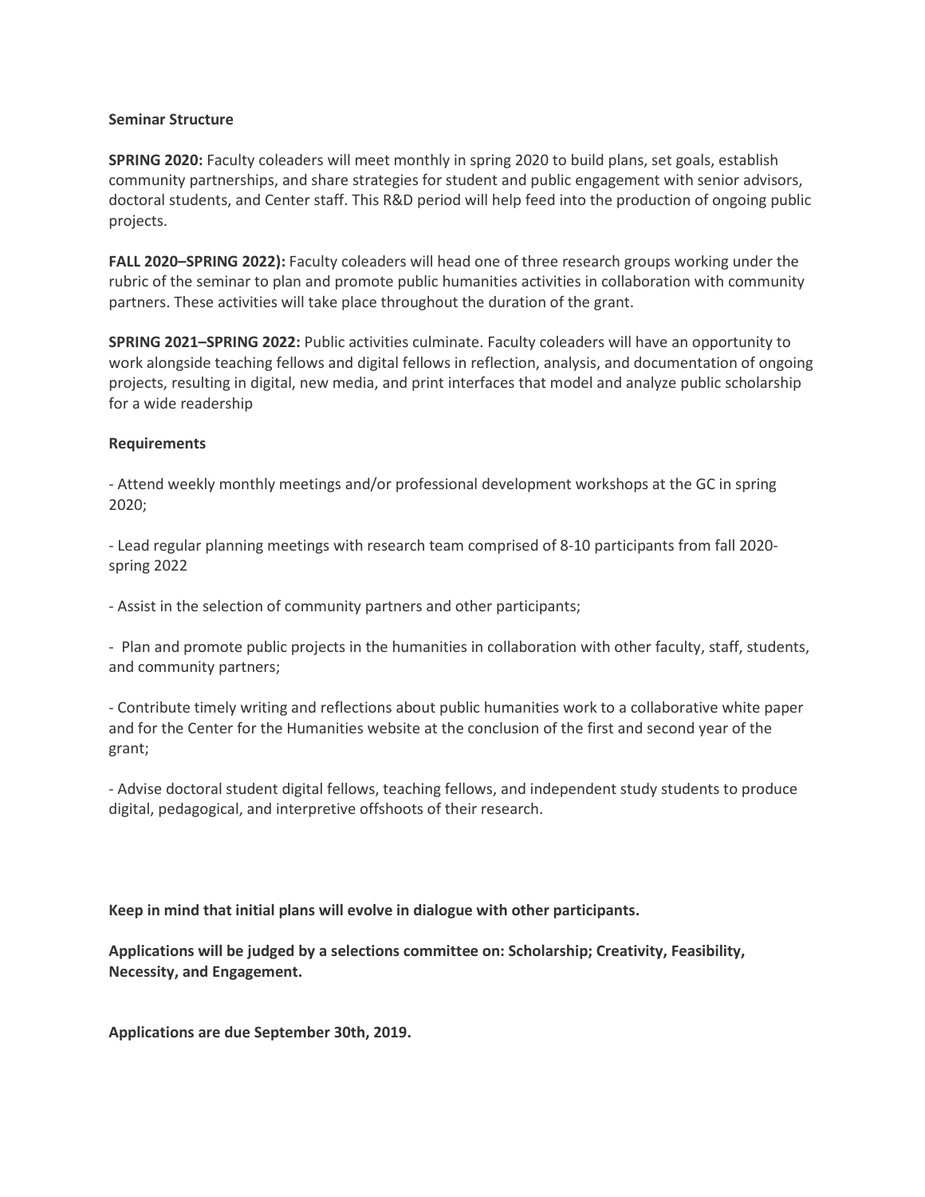**Seminar Structure**

**SPRING 2020:** Faculty coleaders will meet monthly in spring 2020 to build plans, set goals, establish community partnerships, and share strategies for student and public engagement with senior advisors, doctoral students, and Center staff. This R&D period will help feed into the production of ongoing public projects.

**FALL 2020–SPRING 2022):** Faculty coleaders will head one of three research groups working under the rubric of the seminar to plan and promote public humanities activities in collaboration with community partners. These activities will take place throughout the duration of the grant.

**SPRING 2021–SPRING 2022:** Public activities culminate. Faculty coleaders will have an opportunity to work alongside teaching fellows and digital fellows in reflection, analysis, and documentation of ongoing projects, resulting in digital, new media, and print interfaces that model and analyze public scholarship for a wide readership

**Requirements**

- Attend weekly monthly meetings and/or professional development workshops at the GC in spring 2020;

- Lead regular planning meetings with research team comprised of 8-10 participants from fall 2020-spring 2022

- Assist in the selection of community partners and other participants;

- Plan and promote public projects in the humanities in collaboration with other faculty, staff, students, and community partners;

- Contribute timely writing and reflections about public humanities work to a collaborative white paper and for the Center for the Humanities website at the conclusion of the first and second year of the grant;

- Advise doctoral student digital fellows, teaching fellows, and independent study students to produce digital, pedagogical, and interpretive offshoots of their research.

**Keep in mind that initial plans will evolve in dialogue with other participants.**

**Applications will be judged by a selections committee on: Scholarship; Creativity, Feasibility, Necessity, and Engagement.**

**Applications are due September 30th, 2019.**